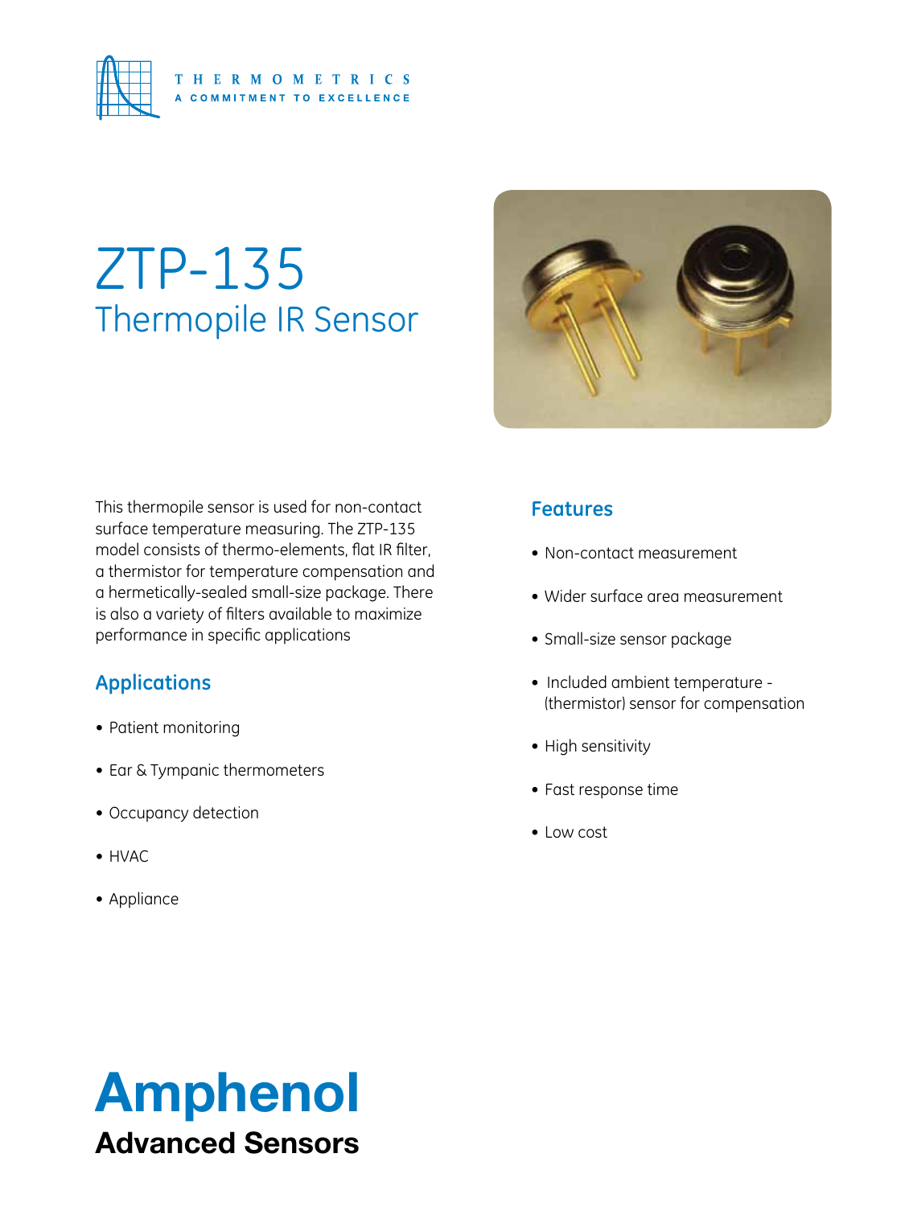THERMOMETRICS
A COMMITMENT TO EXCELLENCE

# ZTP-135
## Thermopile IR Sensor

This thermopile sensor is used for non-contact surface temperature measuring. The ZTP-135 model consists of thermo-elements, flat IR filter, a thermistor for temperature compensation and a hermetically-sealed small-size package. There is also a variety of filters available to maximize performance in specific applications

### Applications

- Patient monitoring
- Ear & Tympanic thermometers
- Occupancy detection
- HVAC
- Appliance

### Features

- Non-contact measurement
- Wider surface area measurement
- Small-size sensor package
- Included ambient temperature - (thermistor) sensor for compensation
- High sensitivity
- Fast response time
- Low cost

**Amphenol**
**Advanced Sensors**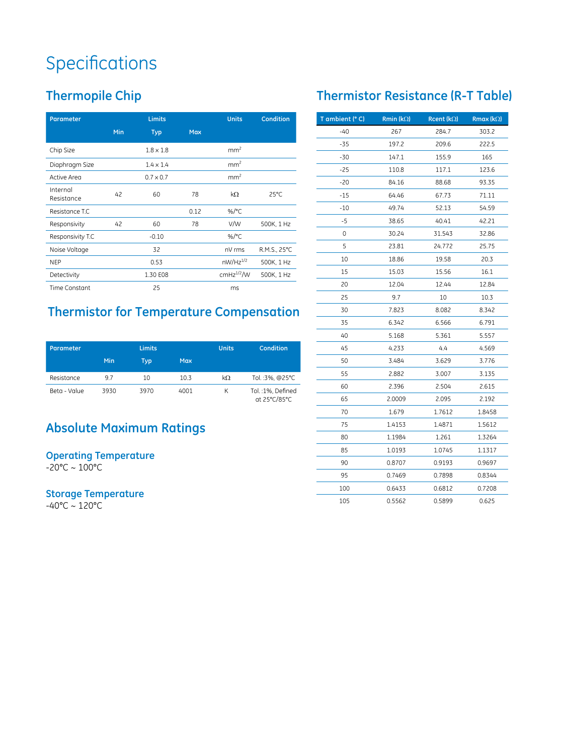# Specifications

## Thermopile Chip

| Parameter | Limits | | | Units | Condition |
|---|---|---|---|---|---|
| | Min | Typ | Max | | |
| Chip Size | | 1.8 x 1.8 | | $mm^2$ | |
| Diaphragm Size | | 1.4 x 1.4 | | $mm^2$ | |
| Active Area | | 0.7 x 0.7 | | $mm^2$ | |
| Internal Resistance | 42 | 60 | 78 | kΩ | 25°C |
| Resistance T.C | | | 0.12 | %/°C | |
| Responsivity | 42 | 60 | 78 | V/W | 500K, 1 Hz |
| Responsivity T.C | | -0.10 | | %/°C | |
| Noise Voltage | | 32 | | nV rms | R.M.S., 25°C |
| NEP | | 0.53 | | $nW/Hz^{1/2}$ | 500K, 1 Hz |
| Detectivity | | 1.30 E08 | | $cmHz^{1/2}/W$ | 500K, 1 Hz |
| Time Constant | | 25 | | ms | |

## Thermistor for Temperature Compensation

| Parameter | Limits | | | Units | Condition |
|---|---|---|---|---|---|
| | Min | Typ | Max | | |
| Resistance | 9.7 | 10 | 10.3 | kΩ | Tol. :3%, @25°C |
| Beta - Value | 3930 | 3970 | 4001 | K | Tol. :1%, Defined at 25°C/85°C |

## Absolute Maximum Ratings

### Operating Temperature

-20°C ~ 100°C

### Storage Temperature

-40°C ~ 120°C

## Thermistor Resistance (R-T Table)

| T ambient (° C) | Rmin (kΩ) | Rcent (kΩ) | Rmax (kΩ) |
|---|---|---|---|
| -40 | 267 | 284.7 | 303.2 |
| -35 | 197.2 | 209.6 | 222.5 |
| -30 | 147.1 | 155.9 | 165 |
| -25 | 110.8 | 117.1 | 123.6 |
| -20 | 84.16 | 88.68 | 93.35 |
| -15 | 64.46 | 67.73 | 71.11 |
| -10 | 49.74 | 52.13 | 54.59 |
| -5 | 38.65 | 40.41 | 42.21 |
| 0 | 30.24 | 31.543 | 32.86 |
| 5 | 23.81 | 24.772 | 25.75 |
| 10 | 18.86 | 19.58 | 20.3 |
| 15 | 15.03 | 15.56 | 16.1 |
| 20 | 12.04 | 12.44 | 12.84 |
| 25 | 9.7 | 10 | 10.3 |
| 30 | 7.823 | 8.082 | 8.342 |
| 35 | 6.342 | 6.566 | 6.791 |
| 40 | 5.168 | 5.361 | 5.557 |
| 45 | 4.233 | 4.4 | 4.569 |
| 50 | 3.484 | 3.629 | 3.776 |
| 55 | 2.882 | 3.007 | 3.135 |
| 60 | 2.396 | 2.504 | 2.615 |
| 65 | 2.0009 | 2.095 | 2.192 |
| 70 | 1.679 | 1.7612 | 1.8458 |
| 75 | 1.4153 | 1.4871 | 1.5612 |
| 80 | 1.1984 | 1.261 | 1.3264 |
| 85 | 1.0193 | 1.0745 | 1.1317 |
| 90 | 0.8707 | 0.9193 | 0.9697 |
| 95 | 0.7469 | 0.7898 | 0.8344 |
| 100 | 0.6433 | 0.6812 | 0.7208 |
| 105 | 0.5562 | 0.5899 | 0.625 |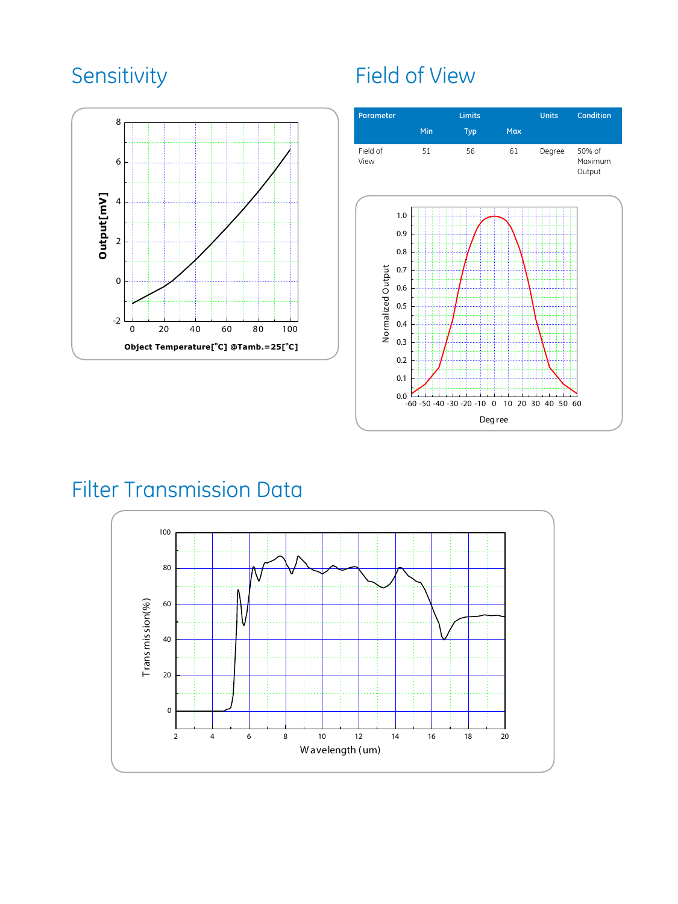## Sensitivity

## Field of View

| Parameter | Limits | | | Units | Condition |
|---|---|---|---|---|---|
| | Min | Typ | Max | | |
| Field of View | 51 | 56 | 61 | Degree | 50% of Maximum Output |

## Filter Transmission Data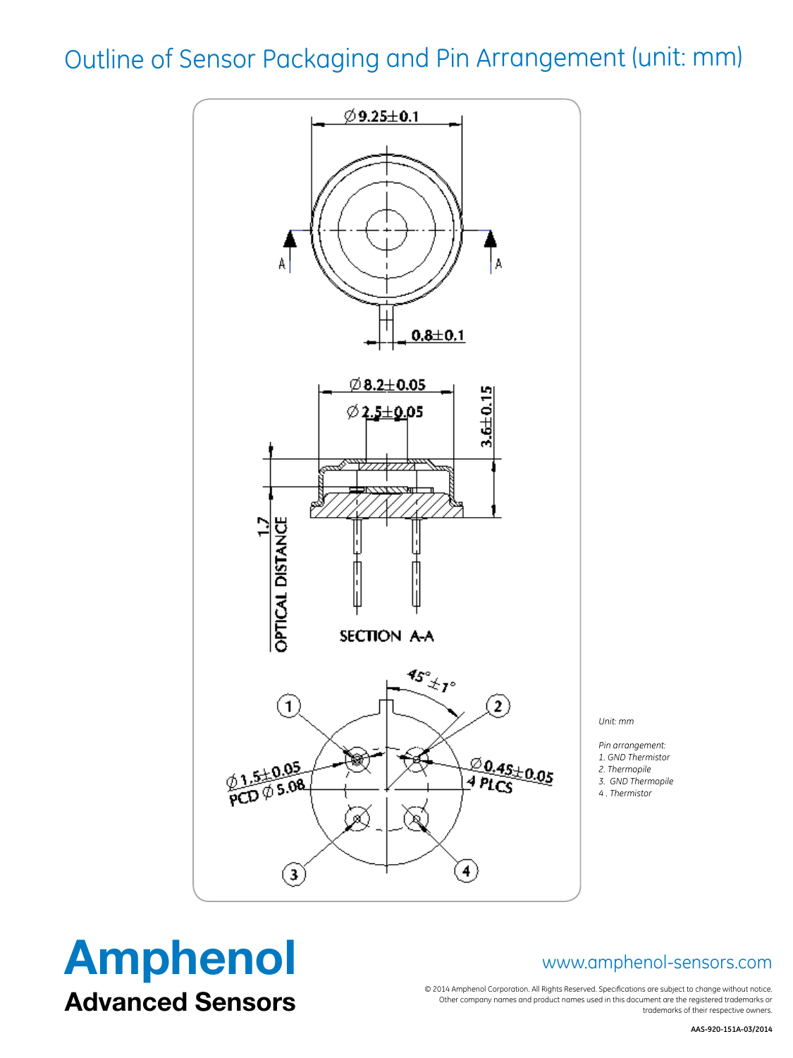# Outline of Sensor Packaging and Pin Arrangement (unit: mm)

Ø9.25±0.1

A

A

0.8±0.1

Ø8.2±0.05

Ø2.5±0.05

3.6±0.15

1.7

OPTICAL DISTANCE

SECTION A-A

45°±1°

1

2

3

4

Ø1.5±0.05

PCD Ø 5.08

Ø0.45±0.05

4 PLCS

*Unit: mm*

*Pin arrangement:*
*1. GND Thermistor*
*2. Thermopile*
*3. GND Thermopile*
*4 . Thermistor*

**Amphenol**
**Advanced Sensors**

www.amphenol-sensors.com

© 2014 Amphenol Corporation. All Rights Reserved. Specifications are subject to change without notice. Other company names and product names used in this document are the registered trademarks or trademarks of their respective owners.

**AAS-920-151A-03/2014**